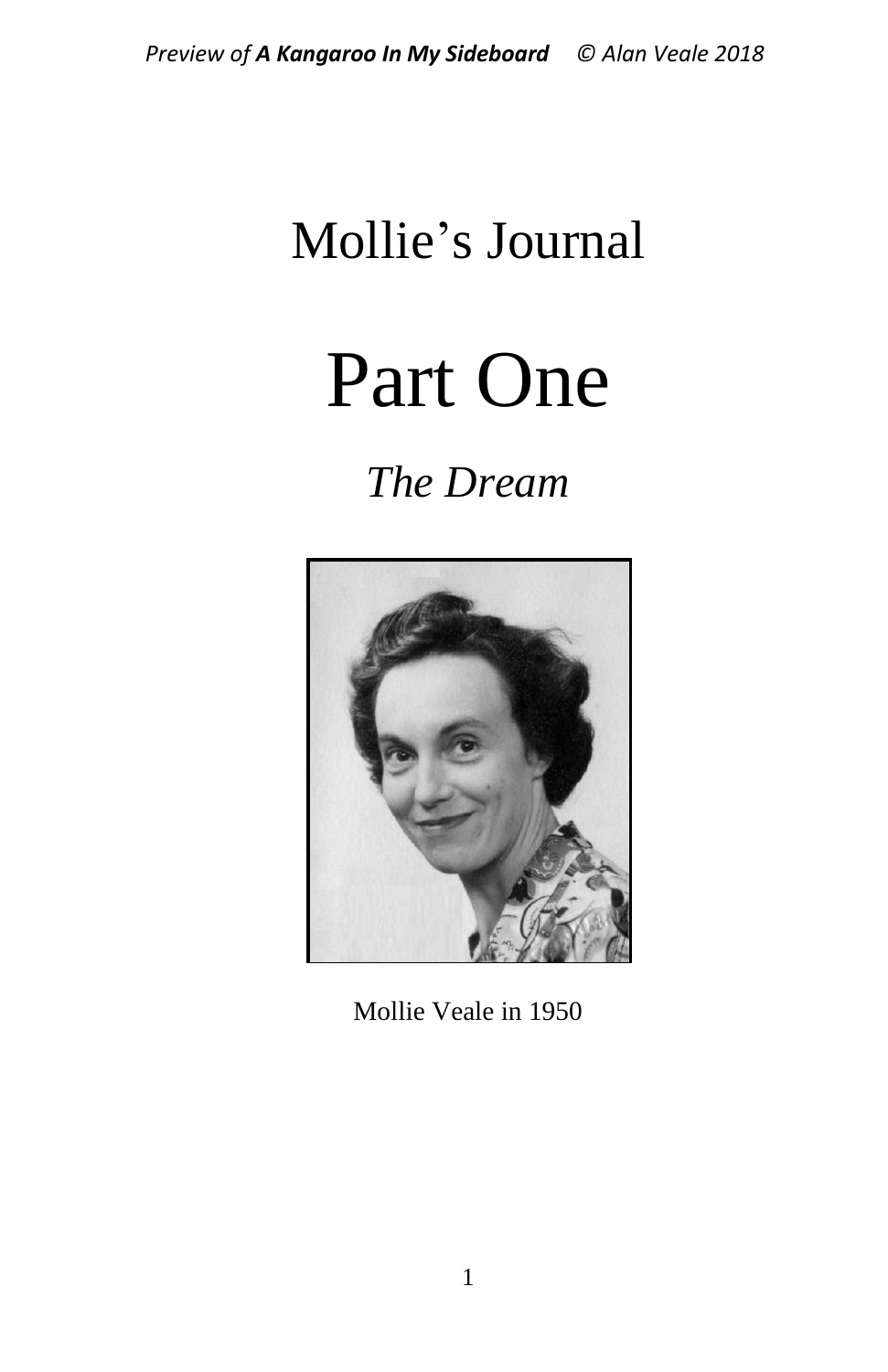# Mollie's Journal

# Part One

## *The Dream*

Mollie Veale in 1950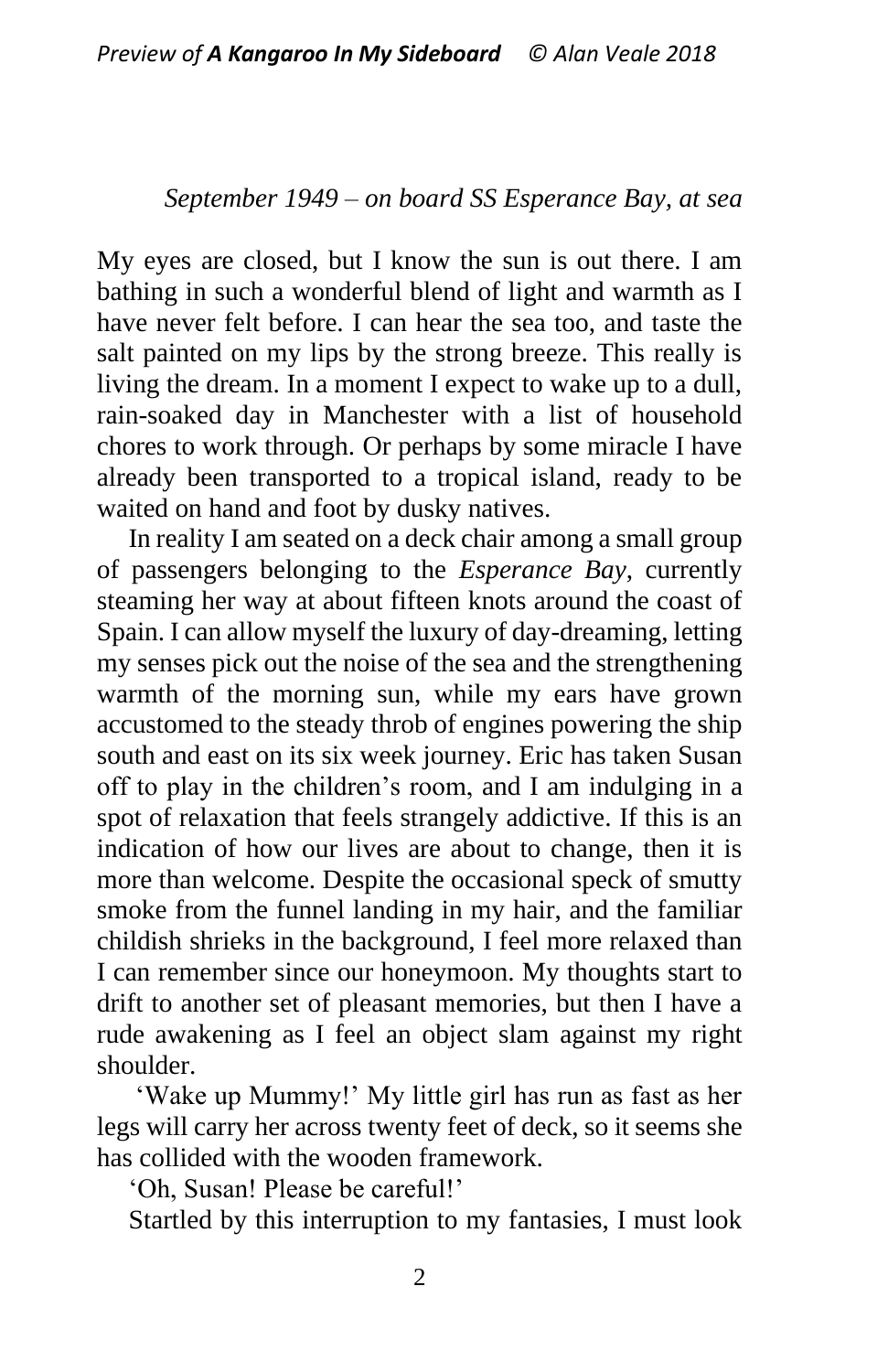*September 1949 – on board SS Esperance Bay, at sea*

My eyes are closed, but I know the sun is out there. I am bathing in such a wonderful blend of light and warmth as I have never felt before. I can hear the sea too, and taste the salt painted on my lips by the strong breeze. This really is living the dream. In a moment I expect to wake up to a dull, rain-soaked day in Manchester with a list of household chores to work through. Or perhaps by some miracle I have already been transported to a tropical island, ready to be waited on hand and foot by dusky natives.

In reality I am seated on a deck chair among a small group of passengers belonging to the *Esperance Bay*, currently steaming her way at about fifteen knots around the coast of Spain. I can allow myself the luxury of day-dreaming, letting my senses pick out the noise of the sea and the strengthening warmth of the morning sun, while my ears have grown accustomed to the steady throb of engines powering the ship south and east on its six week journey. Eric has taken Susan off to play in the children's room, and I am indulging in a spot of relaxation that feels strangely addictive. If this is an indication of how our lives are about to change, then it is more than welcome. Despite the occasional speck of smutty smoke from the funnel landing in my hair, and the familiar childish shrieks in the background, I feel more relaxed than I can remember since our honeymoon. My thoughts start to drift to another set of pleasant memories, but then I have a rude awakening as I feel an object slam against my right shoulder.

'Wake up Mummy!' My little girl has run as fast as her legs will carry her across twenty feet of deck, so it seems she has collided with the wooden framework.

'Oh, Susan! Please be careful!'

Startled by this interruption to my fantasies, I must look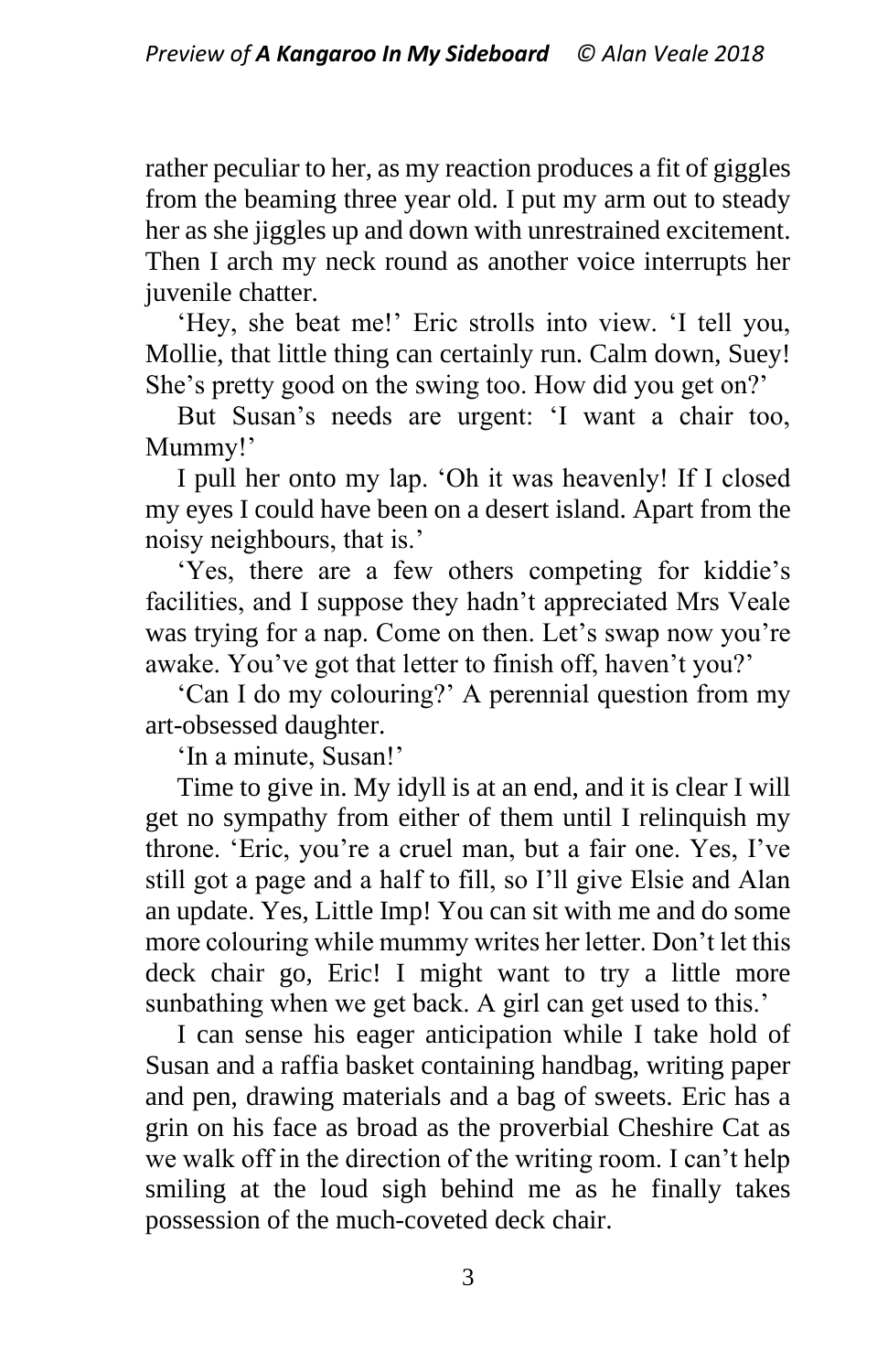rather peculiar to her, as my reaction produces a fit of giggles from the beaming three year old. I put my arm out to steady her as she jiggles up and down with unrestrained excitement. Then I arch my neck round as another voice interrupts her juvenile chatter.

'Hey, she beat me!' Eric strolls into view. 'I tell you, Mollie, that little thing can certainly run. Calm down, Suey! She's pretty good on the swing too. How did you get on?'

But Susan's needs are urgent: 'I want a chair too, Mummy!'

I pull her onto my lap. 'Oh it was heavenly! If I closed my eyes I could have been on a desert island. Apart from the noisy neighbours, that is.'

'Yes, there are a few others competing for kiddie's facilities, and I suppose they hadn't appreciated Mrs Veale was trying for a nap. Come on then. Let's swap now you're awake. You've got that letter to finish off, haven't you?'

'Can I do my colouring?' A perennial question from my art-obsessed daughter.

'In a minute, Susan!'

Time to give in. My idyll is at an end, and it is clear I will get no sympathy from either of them until I relinquish my throne. 'Eric, you're a cruel man, but a fair one. Yes, I've still got a page and a half to fill, so I'll give Elsie and Alan an update. Yes, Little Imp! You can sit with me and do some more colouring while mummy writes her letter. Don't let this deck chair go, Eric! I might want to try a little more sunbathing when we get back. A girl can get used to this.'

I can sense his eager anticipation while I take hold of Susan and a raffia basket containing handbag, writing paper and pen, drawing materials and a bag of sweets. Eric has a grin on his face as broad as the proverbial Cheshire Cat as we walk off in the direction of the writing room. I can't help smiling at the loud sigh behind me as he finally takes possession of the much-coveted deck chair.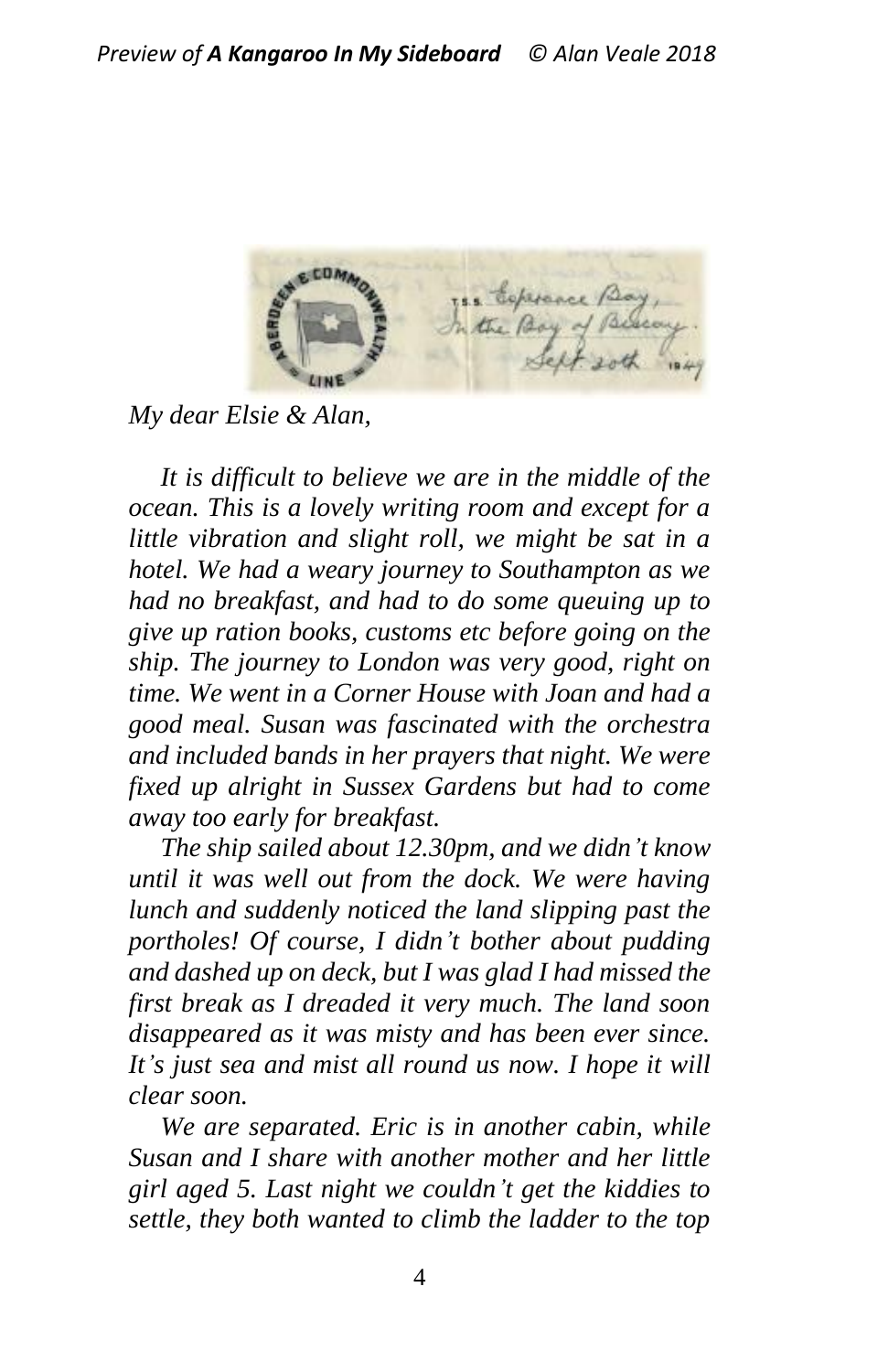T.S.S. Esperance Bay,
In the Bay of Biscay.
Sept 20th 1949

*My dear Elsie & Alan,*

*It is difficult to believe we are in the middle of the ocean. This is a lovely writing room and except for a little vibration and slight roll, we might be sat in a hotel. We had a weary journey to Southampton as we had no breakfast, and had to do some queuing up to give up ration books, customs etc before going on the ship. The journey to London was very good, right on time. We went in a Corner House with Joan and had a good meal. Susan was fascinated with the orchestra and included bands in her prayers that night. We were fixed up alright in Sussex Gardens but had to come away too early for breakfast.*

*The ship sailed about 12.30pm, and we didn't know until it was well out from the dock. We were having lunch and suddenly noticed the land slipping past the portholes! Of course, I didn't bother about pudding and dashed up on deck, but I was glad I had missed the first break as I dreaded it very much. The land soon disappeared as it was misty and has been ever since. It's just sea and mist all round us now. I hope it will clear soon.*

*We are separated. Eric is in another cabin, while Susan and I share with another mother and her little girl aged 5. Last night we couldn't get the kiddies to settle, they both wanted to climb the ladder to the top*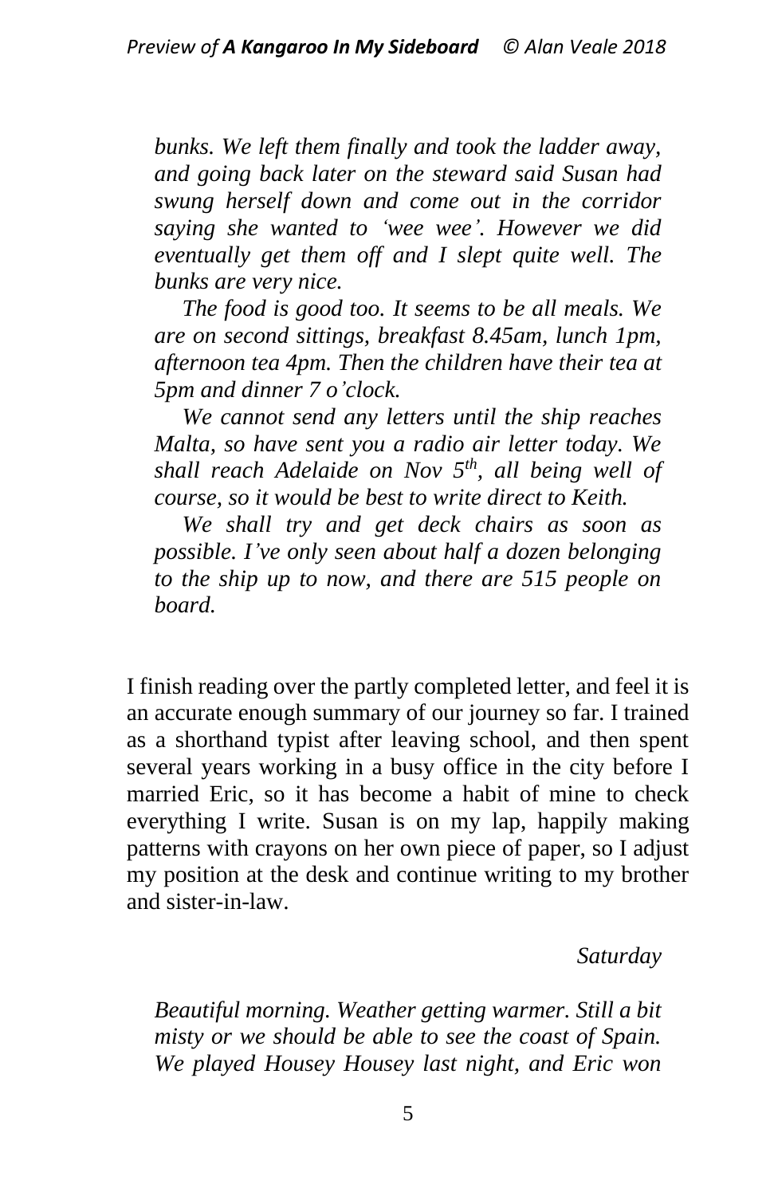*bunks. We left them finally and took the ladder away, and going back later on the steward said Susan had swung herself down and come out in the corridor saying she wanted to 'wee wee'. However we did eventually get them off and I slept quite well. The bunks are very nice.*

*The food is good too. It seems to be all meals. We are on second sittings, breakfast 8.45am, lunch 1pm, afternoon tea 4pm. Then the children have their tea at 5pm and dinner 7 o'clock.*

*We cannot send any letters until the ship reaches Malta, so have sent you a radio air letter today. We shall reach Adelaide on Nov 5th, all being well of course, so it would be best to write direct to Keith.*

*We shall try and get deck chairs as soon as possible. I've only seen about half a dozen belonging to the ship up to now, and there are 515 people on board.*

I finish reading over the partly completed letter, and feel it is an accurate enough summary of our journey so far. I trained as a shorthand typist after leaving school, and then spent several years working in a busy office in the city before I married Eric, so it has become a habit of mine to check everything I write. Susan is on my lap, happily making patterns with crayons on her own piece of paper, so I adjust my position at the desk and continue writing to my brother and sister-in-law.

*Saturday*

*Beautiful morning. Weather getting warmer. Still a bit misty or we should be able to see the coast of Spain. We played Housey Housey last night, and Eric won*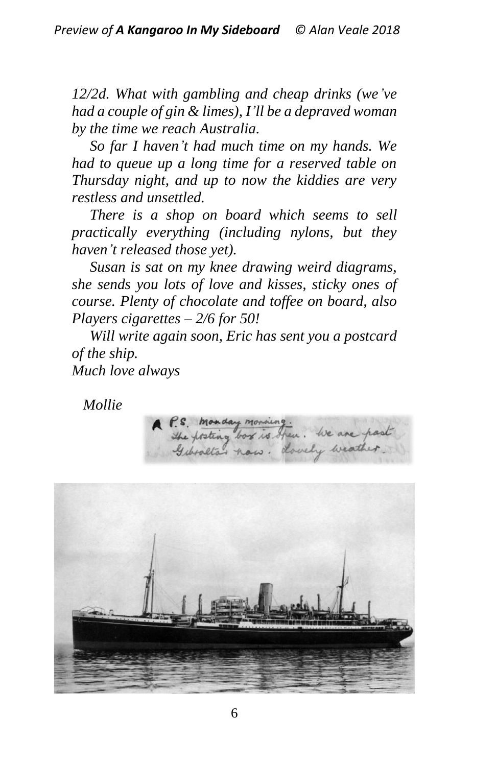*12/2d. What with gambling and cheap drinks (we've had a couple of gin & limes), I'll be a depraved woman by the time we reach Australia.*

*So far I haven't had much time on my hands. We had to queue up a long time for a reserved table on Thursday night, and up to now the kiddies are very restless and unsettled.*

*There is a shop on board which seems to sell practically everything (including nylons, but they haven't released those yet).*

*Susan is sat on my knee drawing weird diagrams, she sends you lots of love and kisses, sticky ones of course. Plenty of chocolate and toffee on board, also Players cigarettes – 2/6 for 50!*

*Will write again soon, Eric has sent you a postcard of the ship.*

*Much love always*

*Mollie*

P.S. Monday morning. The posting box is open. We are past Gibraltar now. Lovely weather.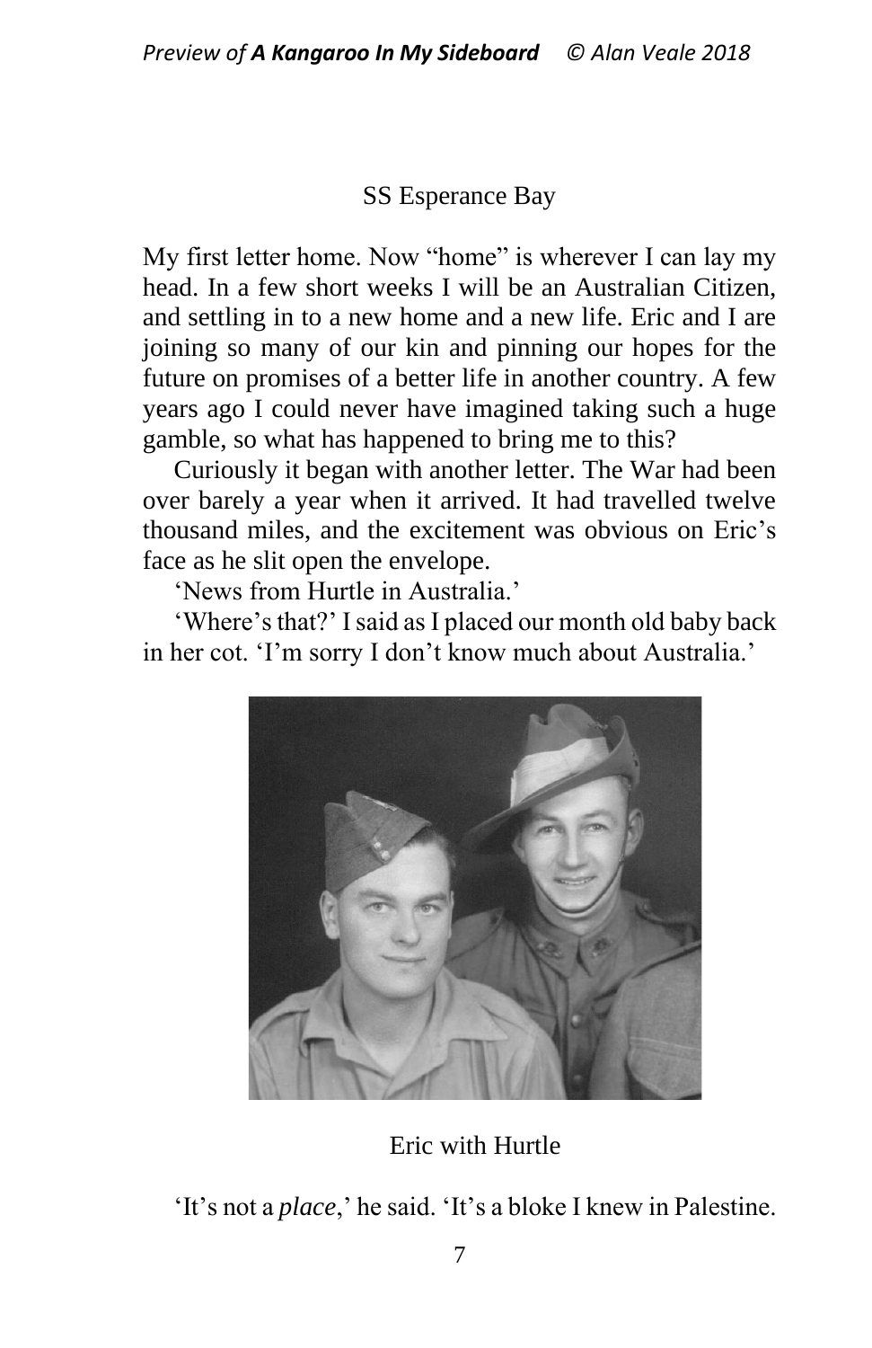SS Esperance Bay

My first letter home. Now "home" is wherever I can lay my head. In a few short weeks I will be an Australian Citizen, and settling in to a new home and a new life. Eric and I are joining so many of our kin and pinning our hopes for the future on promises of a better life in another country. A few years ago I could never have imagined taking such a huge gamble, so what has happened to bring me to this?

Curiously it began with another letter. The War had been over barely a year when it arrived. It had travelled twelve thousand miles, and the excitement was obvious on Eric's face as he slit open the envelope.

'News from Hurtle in Australia.'

'Where's that?' I said as I placed our month old baby back in her cot. 'I'm sorry I don't know much about Australia.'

Eric with Hurtle

'It's not a *place*,' he said. 'It's a bloke I knew in Palestine.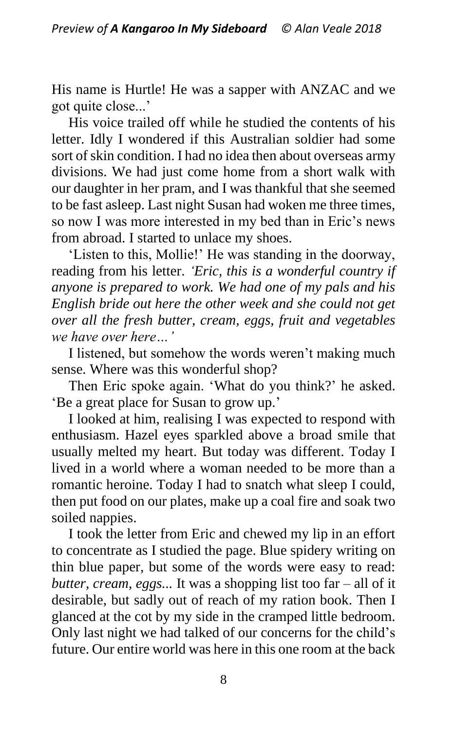His name is Hurtle! He was a sapper with ANZAC and we got quite close...'

His voice trailed off while he studied the contents of his letter. Idly I wondered if this Australian soldier had some sort of skin condition. I had no idea then about overseas army divisions. We had just come home from a short walk with our daughter in her pram, and I was thankful that she seemed to be fast asleep. Last night Susan had woken me three times, so now I was more interested in my bed than in Eric's news from abroad. I started to unlace my shoes.

'Listen to this, Mollie!' He was standing in the doorway, reading from his letter. *'Eric, this is a wonderful country if anyone is prepared to work. We had one of my pals and his English bride out here the other week and she could not get over all the fresh butter, cream, eggs, fruit and vegetables we have over here…'*

I listened, but somehow the words weren't making much sense. Where was this wonderful shop?

Then Eric spoke again. 'What do you think?' he asked. 'Be a great place for Susan to grow up.'

I looked at him, realising I was expected to respond with enthusiasm. Hazel eyes sparkled above a broad smile that usually melted my heart. But today was different. Today I lived in a world where a woman needed to be more than a romantic heroine. Today I had to snatch what sleep I could, then put food on our plates, make up a coal fire and soak two soiled nappies.

I took the letter from Eric and chewed my lip in an effort to concentrate as I studied the page. Blue spidery writing on thin blue paper, but some of the words were easy to read: *butter, cream, eggs...* It was a shopping list too far – all of it desirable, but sadly out of reach of my ration book. Then I glanced at the cot by my side in the cramped little bedroom. Only last night we had talked of our concerns for the child's future. Our entire world was here in this one room at the back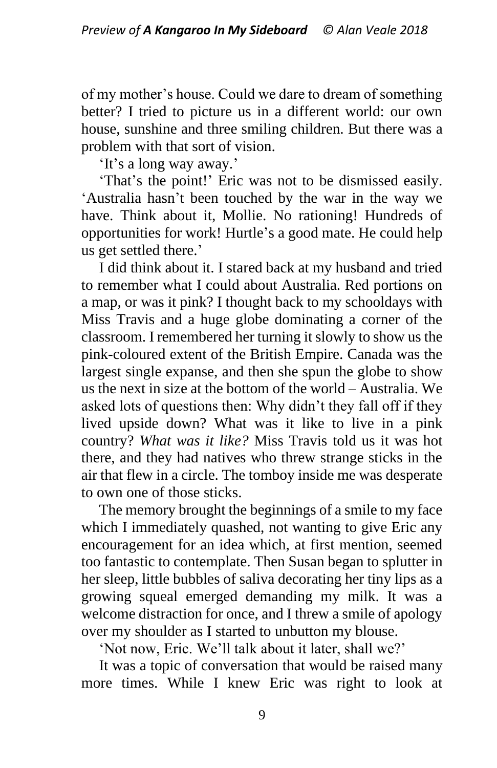of my mother's house. Could we dare to dream of something better? I tried to picture us in a different world: our own house, sunshine and three smiling children. But there was a problem with that sort of vision.

'It's a long way away.'

'That's the point!' Eric was not to be dismissed easily. 'Australia hasn't been touched by the war in the way we have. Think about it, Mollie. No rationing! Hundreds of opportunities for work! Hurtle's a good mate. He could help us get settled there.'

I did think about it. I stared back at my husband and tried to remember what I could about Australia. Red portions on a map, or was it pink? I thought back to my schooldays with Miss Travis and a huge globe dominating a corner of the classroom. I remembered her turning it slowly to show us the pink-coloured extent of the British Empire. Canada was the largest single expanse, and then she spun the globe to show us the next in size at the bottom of the world – Australia. We asked lots of questions then: Why didn't they fall off if they lived upside down? What was it like to live in a pink country? *What was it like?* Miss Travis told us it was hot there, and they had natives who threw strange sticks in the air that flew in a circle. The tomboy inside me was desperate to own one of those sticks.

The memory brought the beginnings of a smile to my face which I immediately quashed, not wanting to give Eric any encouragement for an idea which, at first mention, seemed too fantastic to contemplate. Then Susan began to splutter in her sleep, little bubbles of saliva decorating her tiny lips as a growing squeal emerged demanding my milk. It was a welcome distraction for once, and I threw a smile of apology over my shoulder as I started to unbutton my blouse.

'Not now, Eric. We'll talk about it later, shall we?'

It was a topic of conversation that would be raised many more times. While I knew Eric was right to look at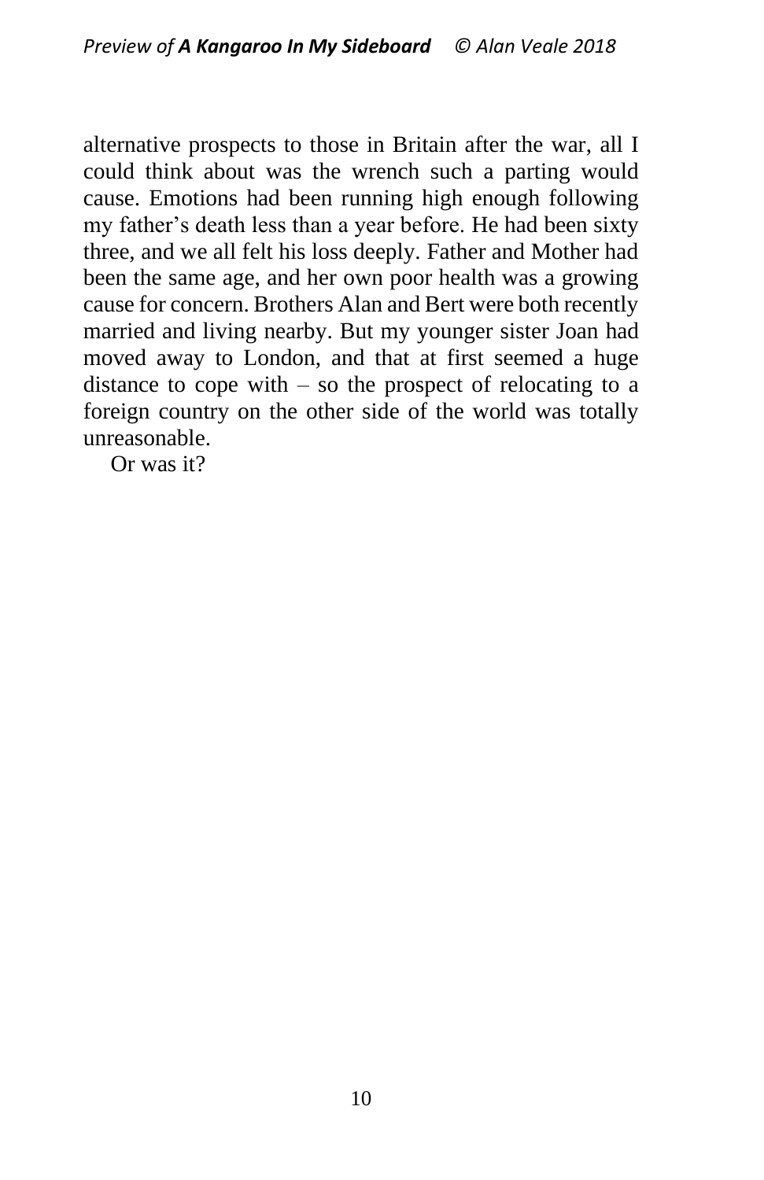alternative prospects to those in Britain after the war, all I could think about was the wrench such a parting would cause. Emotions had been running high enough following my father's death less than a year before. He had been sixty three, and we all felt his loss deeply. Father and Mother had been the same age, and her own poor health was a growing cause for concern. Brothers Alan and Bert were both recently married and living nearby. But my younger sister Joan had moved away to London, and that at first seemed a huge distance to cope with – so the prospect of relocating to a foreign country on the other side of the world was totally unreasonable.

Or was it?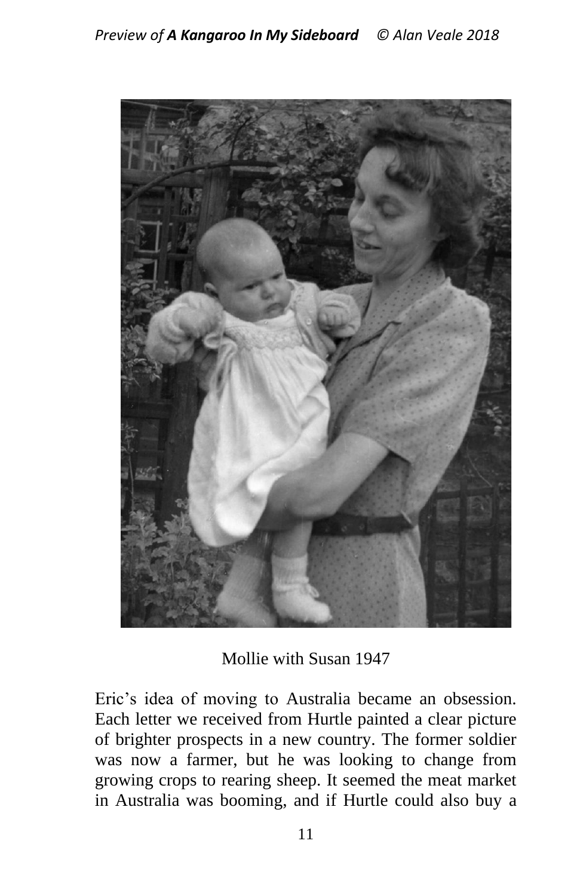Mollie with Susan 1947

Eric's idea of moving to Australia became an obsession. Each letter we received from Hurtle painted a clear picture of brighter prospects in a new country. The former soldier was now a farmer, but he was looking to change from growing crops to rearing sheep. It seemed the meat market in Australia was booming, and if Hurtle could also buy a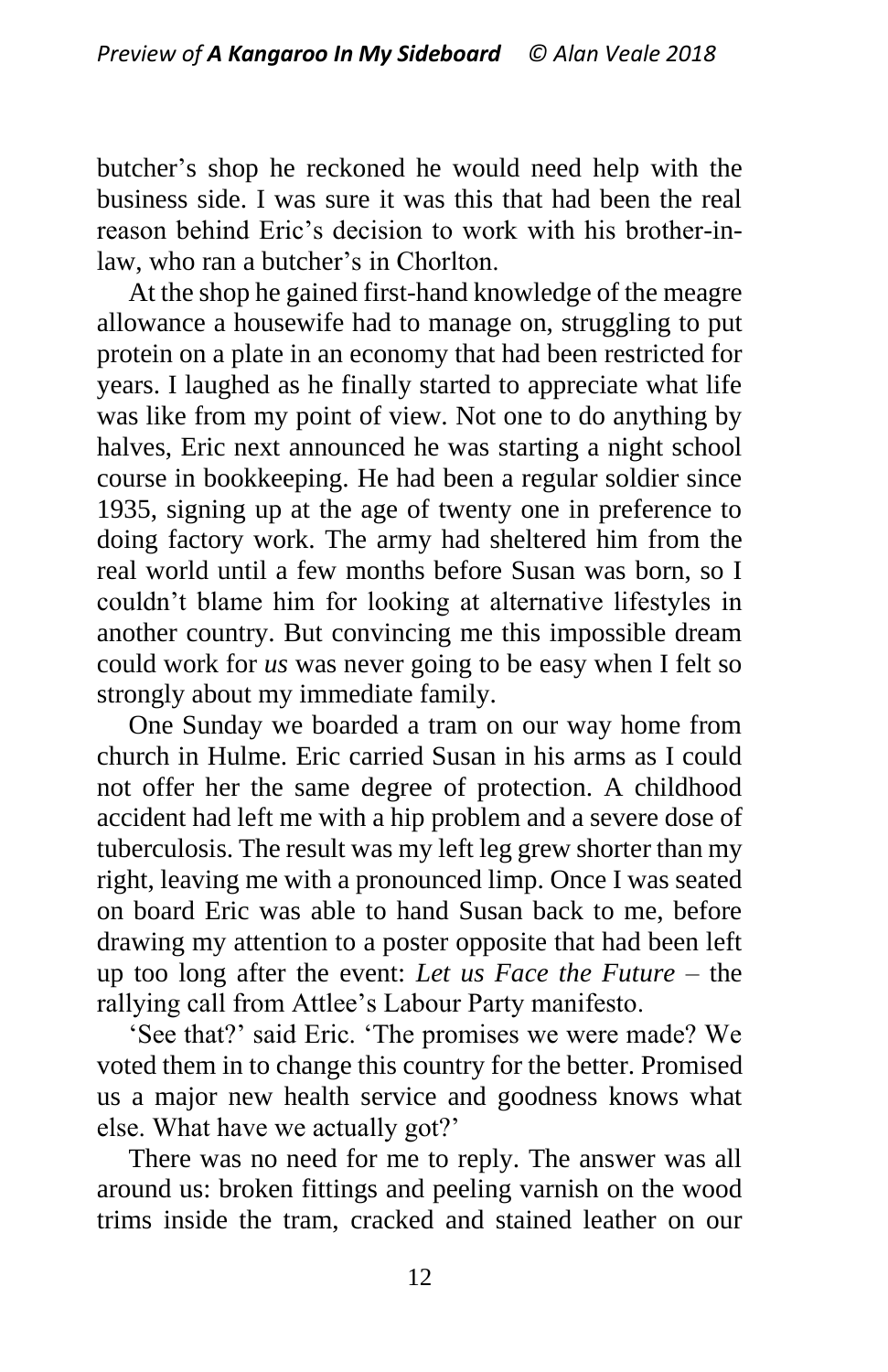butcher's shop he reckoned he would need help with the business side. I was sure it was this that had been the real reason behind Eric's decision to work with his brother-in-law, who ran a butcher's in Chorlton.

At the shop he gained first-hand knowledge of the meagre allowance a housewife had to manage on, struggling to put protein on a plate in an economy that had been restricted for years. I laughed as he finally started to appreciate what life was like from my point of view. Not one to do anything by halves, Eric next announced he was starting a night school course in bookkeeping. He had been a regular soldier since 1935, signing up at the age of twenty one in preference to doing factory work. The army had sheltered him from the real world until a few months before Susan was born, so I couldn't blame him for looking at alternative lifestyles in another country. But convincing me this impossible dream could work for *us* was never going to be easy when I felt so strongly about my immediate family.

One Sunday we boarded a tram on our way home from church in Hulme. Eric carried Susan in his arms as I could not offer her the same degree of protection. A childhood accident had left me with a hip problem and a severe dose of tuberculosis. The result was my left leg grew shorter than my right, leaving me with a pronounced limp. Once I was seated on board Eric was able to hand Susan back to me, before drawing my attention to a poster opposite that had been left up too long after the event: *Let us Face the Future* – the rallying call from Attlee's Labour Party manifesto.

'See that?' said Eric. 'The promises we were made? We voted them in to change this country for the better. Promised us a major new health service and goodness knows what else. What have we actually got?'

There was no need for me to reply. The answer was all around us: broken fittings and peeling varnish on the wood trims inside the tram, cracked and stained leather on our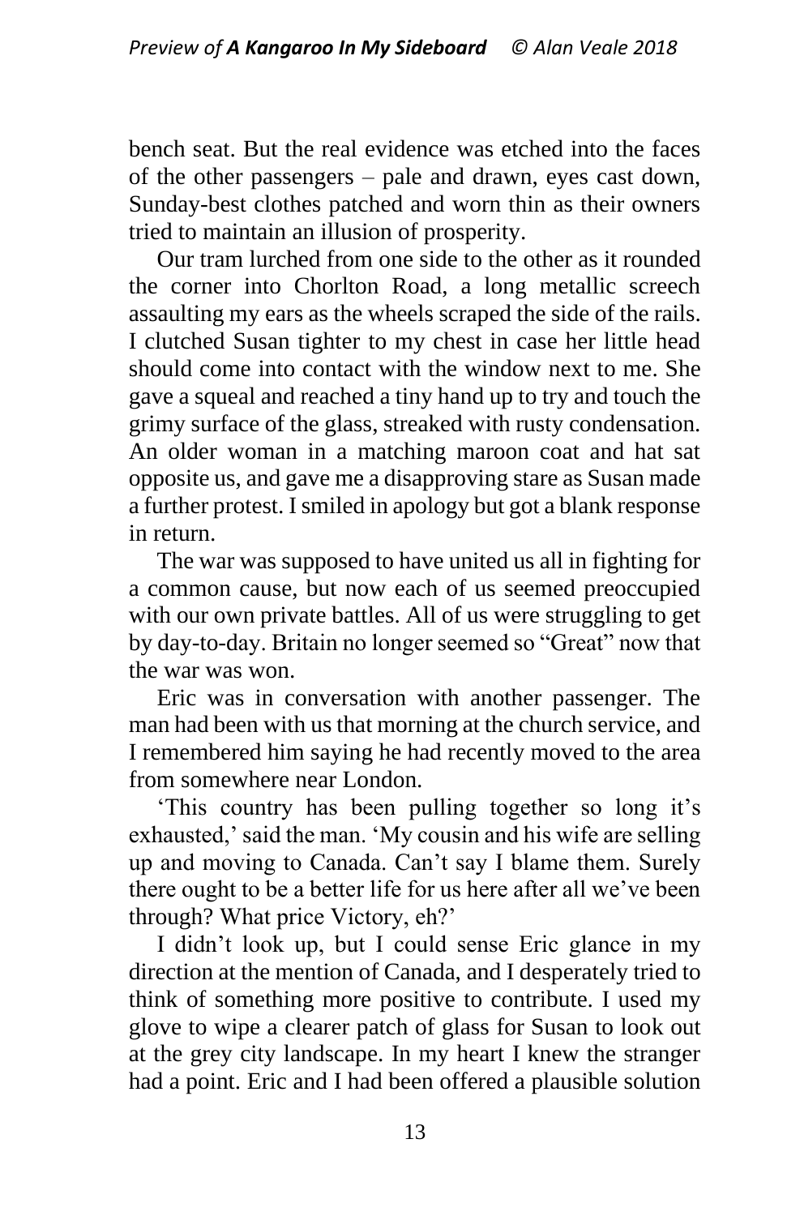bench seat. But the real evidence was etched into the faces of the other passengers – pale and drawn, eyes cast down, Sunday-best clothes patched and worn thin as their owners tried to maintain an illusion of prosperity.

Our tram lurched from one side to the other as it rounded the corner into Chorlton Road, a long metallic screech assaulting my ears as the wheels scraped the side of the rails. I clutched Susan tighter to my chest in case her little head should come into contact with the window next to me. She gave a squeal and reached a tiny hand up to try and touch the grimy surface of the glass, streaked with rusty condensation. An older woman in a matching maroon coat and hat sat opposite us, and gave me a disapproving stare as Susan made a further protest. I smiled in apology but got a blank response in return.

The war was supposed to have united us all in fighting for a common cause, but now each of us seemed preoccupied with our own private battles. All of us were struggling to get by day-to-day. Britain no longer seemed so "Great" now that the war was won.

Eric was in conversation with another passenger. The man had been with us that morning at the church service, and I remembered him saying he had recently moved to the area from somewhere near London.

'This country has been pulling together so long it's exhausted,' said the man. 'My cousin and his wife are selling up and moving to Canada. Can't say I blame them. Surely there ought to be a better life for us here after all we've been through? What price Victory, eh?'

I didn't look up, but I could sense Eric glance in my direction at the mention of Canada, and I desperately tried to think of something more positive to contribute. I used my glove to wipe a clearer patch of glass for Susan to look out at the grey city landscape. In my heart I knew the stranger had a point. Eric and I had been offered a plausible solution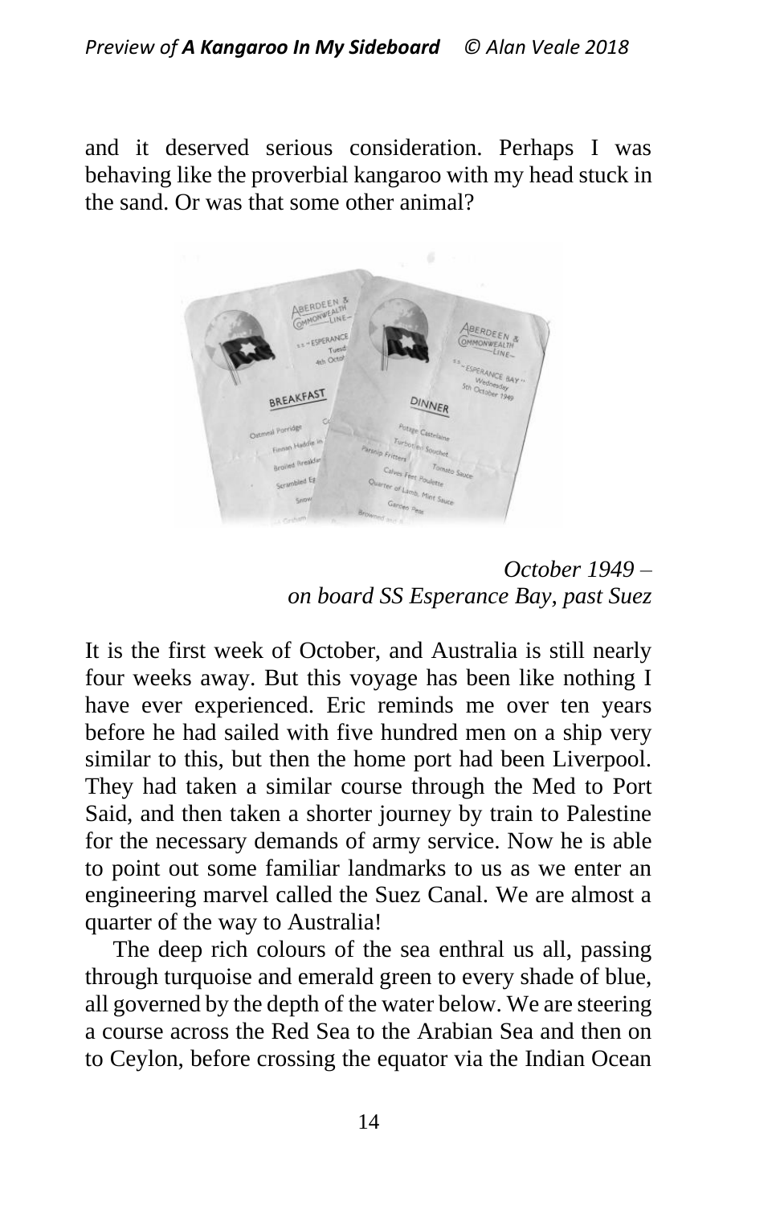and it deserved serious consideration. Perhaps I was behaving like the proverbial kangaroo with my head stuck in the sand. Or was that some other animal?

*October 1949 –*
*on board SS Esperance Bay, past Suez*

It is the first week of October, and Australia is still nearly four weeks away. But this voyage has been like nothing I have ever experienced. Eric reminds me over ten years before he had sailed with five hundred men on a ship very similar to this, but then the home port had been Liverpool. They had taken a similar course through the Med to Port Said, and then taken a shorter journey by train to Palestine for the necessary demands of army service. Now he is able to point out some familiar landmarks to us as we enter an engineering marvel called the Suez Canal. We are almost a quarter of the way to Australia!

The deep rich colours of the sea enthral us all, passing through turquoise and emerald green to every shade of blue, all governed by the depth of the water below. We are steering a course across the Red Sea to the Arabian Sea and then on to Ceylon, before crossing the equator via the Indian Ocean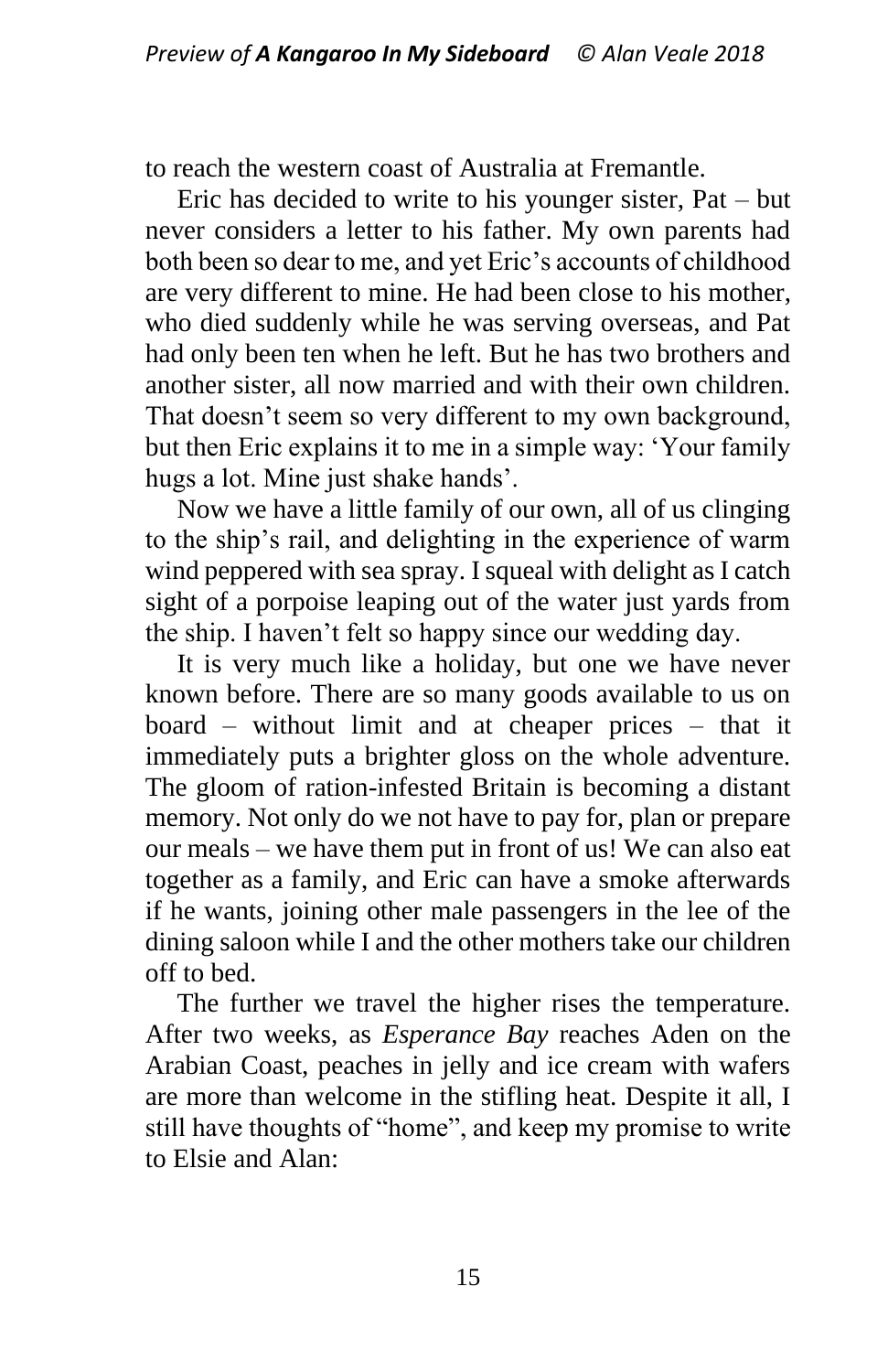to reach the western coast of Australia at Fremantle.

Eric has decided to write to his younger sister, Pat – but never considers a letter to his father. My own parents had both been so dear to me, and yet Eric's accounts of childhood are very different to mine. He had been close to his mother, who died suddenly while he was serving overseas, and Pat had only been ten when he left. But he has two brothers and another sister, all now married and with their own children. That doesn't seem so very different to my own background, but then Eric explains it to me in a simple way: 'Your family hugs a lot. Mine just shake hands'.

Now we have a little family of our own, all of us clinging to the ship's rail, and delighting in the experience of warm wind peppered with sea spray. I squeal with delight as I catch sight of a porpoise leaping out of the water just yards from the ship. I haven't felt so happy since our wedding day.

It is very much like a holiday, but one we have never known before. There are so many goods available to us on board – without limit and at cheaper prices – that it immediately puts a brighter gloss on the whole adventure. The gloom of ration-infested Britain is becoming a distant memory. Not only do we not have to pay for, plan or prepare our meals – we have them put in front of us! We can also eat together as a family, and Eric can have a smoke afterwards if he wants, joining other male passengers in the lee of the dining saloon while I and the other mothers take our children off to bed.

The further we travel the higher rises the temperature. After two weeks, as *Esperance Bay* reaches Aden on the Arabian Coast, peaches in jelly and ice cream with wafers are more than welcome in the stifling heat. Despite it all, I still have thoughts of "home", and keep my promise to write to Elsie and Alan: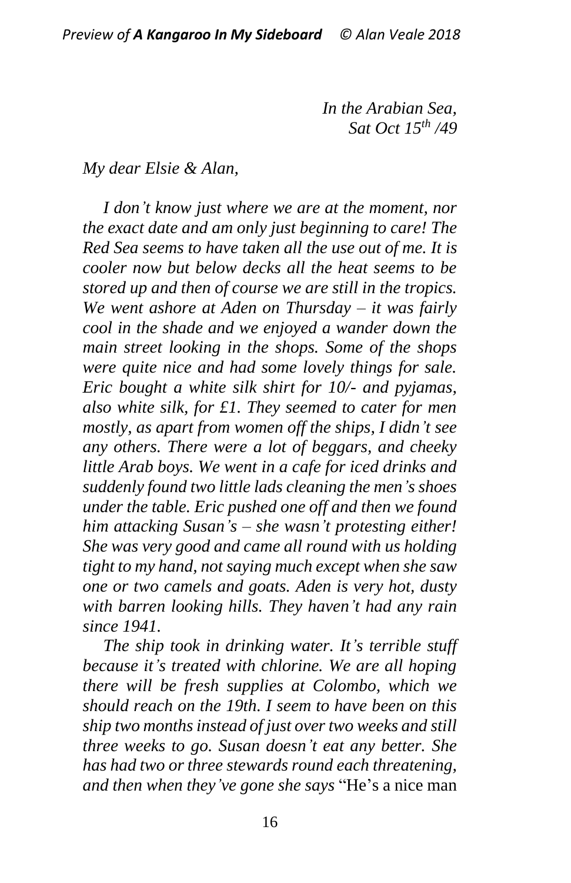*In the Arabian Sea,*
*Sat Oct 15th /49*

*My dear Elsie & Alan,*

*I don't know just where we are at the moment, nor the exact date and am only just beginning to care! The Red Sea seems to have taken all the use out of me. It is cooler now but below decks all the heat seems to be stored up and then of course we are still in the tropics. We went ashore at Aden on Thursday – it was fairly cool in the shade and we enjoyed a wander down the main street looking in the shops. Some of the shops were quite nice and had some lovely things for sale. Eric bought a white silk shirt for 10/- and pyjamas, also white silk, for £1. They seemed to cater for men mostly, as apart from women off the ships, I didn't see any others. There were a lot of beggars, and cheeky little Arab boys. We went in a cafe for iced drinks and suddenly found two little lads cleaning the men's shoes under the table. Eric pushed one off and then we found him attacking Susan's – she wasn't protesting either! She was very good and came all round with us holding tight to my hand, not saying much except when she saw one or two camels and goats. Aden is very hot, dusty with barren looking hills. They haven't had any rain since 1941.*

*The ship took in drinking water. It's terrible stuff because it's treated with chlorine. We are all hoping there will be fresh supplies at Colombo, which we should reach on the 19th. I seem to have been on this ship two months instead of just over two weeks and still three weeks to go. Susan doesn't eat any better. She has had two or three stewards round each threatening, and then when they've gone she says* "He's a nice man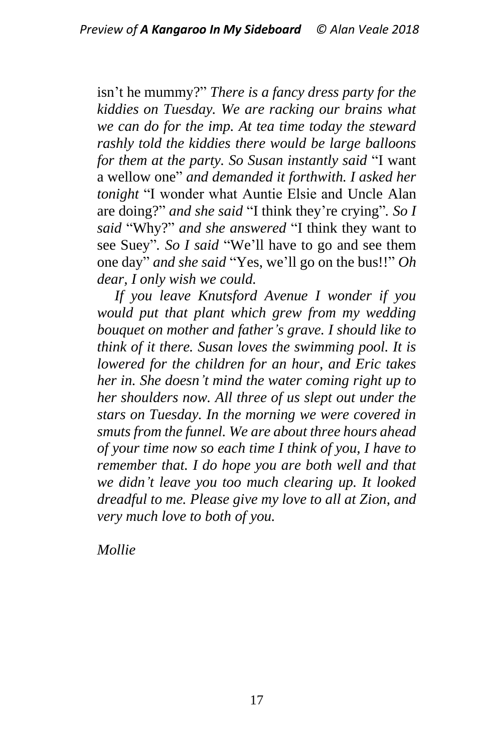isn't he mummy?" *There is a fancy dress party for the kiddies on Tuesday. We are racking our brains what we can do for the imp. At tea time today the steward rashly told the kiddies there would be large balloons for them at the party. So Susan instantly said* "I want a wellow one" *and demanded it forthwith. I asked her tonight* "I wonder what Auntie Elsie and Uncle Alan are doing?" *and she said* "I think they're crying". *So I said* "Why?" *and she answered* "I think they want to see Suey". *So I said* "We'll have to go and see them one day" *and she said* "Yes, we'll go on the bus!!" *Oh dear, I only wish we could.*

*If you leave Knutsford Avenue I wonder if you would put that plant which grew from my wedding bouquet on mother and father's grave. I should like to think of it there. Susan loves the swimming pool. It is lowered for the children for an hour, and Eric takes her in. She doesn't mind the water coming right up to her shoulders now. All three of us slept out under the stars on Tuesday. In the morning we were covered in smuts from the funnel. We are about three hours ahead of your time now so each time I think of you, I have to remember that. I do hope you are both well and that we didn't leave you too much clearing up. It looked dreadful to me. Please give my love to all at Zion, and very much love to both of you.*

*Mollie*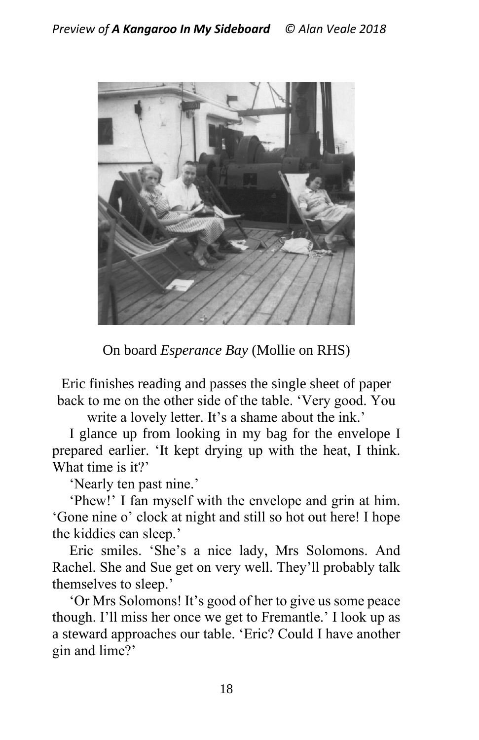On board *Esperance Bay* (Mollie on RHS)

Eric finishes reading and passes the single sheet of paper back to me on the other side of the table. 'Very good. You write a lovely letter. It's a shame about the ink.'

I glance up from looking in my bag for the envelope I prepared earlier. 'It kept drying up with the heat, I think. What time is it?'

'Nearly ten past nine.'

'Phew!' I fan myself with the envelope and grin at him. 'Gone nine o' clock at night and still so hot out here! I hope the kiddies can sleep.'

Eric smiles. 'She's a nice lady, Mrs Solomons. And Rachel. She and Sue get on very well. They'll probably talk themselves to sleep.'

'Or Mrs Solomons! It's good of her to give us some peace though. I'll miss her once we get to Fremantle.' I look up as a steward approaches our table. 'Eric? Could I have another gin and lime?'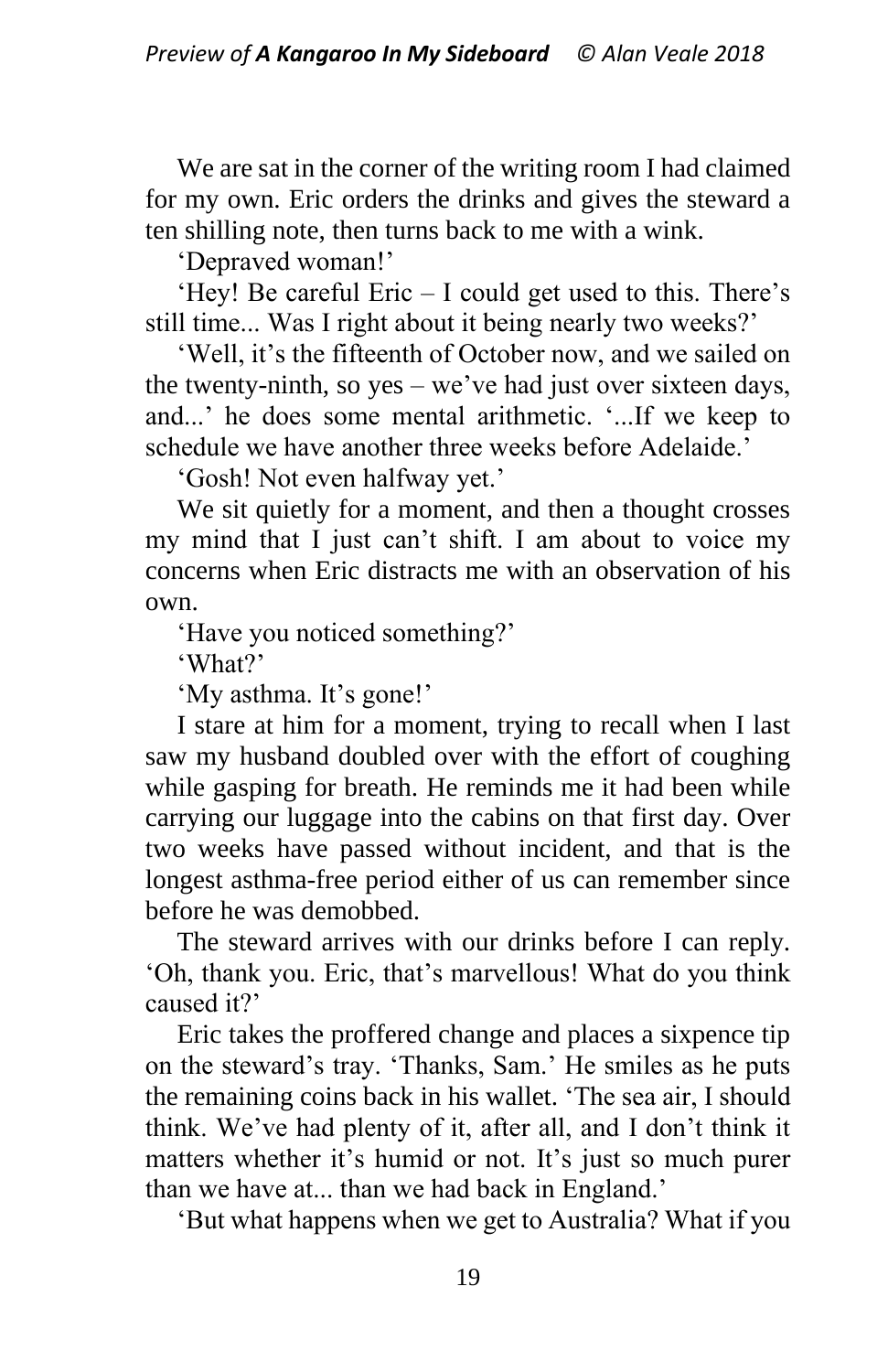We are sat in the corner of the writing room I had claimed for my own. Eric orders the drinks and gives the steward a ten shilling note, then turns back to me with a wink.

'Depraved woman!'

'Hey! Be careful Eric – I could get used to this. There's still time... Was I right about it being nearly two weeks?'

'Well, it's the fifteenth of October now, and we sailed on the twenty-ninth, so yes – we've had just over sixteen days, and...' he does some mental arithmetic. '...If we keep to schedule we have another three weeks before Adelaide.'

'Gosh! Not even halfway yet.'

We sit quietly for a moment, and then a thought crosses my mind that I just can't shift. I am about to voice my concerns when Eric distracts me with an observation of his own.

'Have you noticed something?'

'What?'

'My asthma. It's gone!'

I stare at him for a moment, trying to recall when I last saw my husband doubled over with the effort of coughing while gasping for breath. He reminds me it had been while carrying our luggage into the cabins on that first day. Over two weeks have passed without incident, and that is the longest asthma-free period either of us can remember since before he was demobbed.

The steward arrives with our drinks before I can reply. 'Oh, thank you. Eric, that's marvellous! What do you think caused it?'

Eric takes the proffered change and places a sixpence tip on the steward's tray. 'Thanks, Sam.' He smiles as he puts the remaining coins back in his wallet. 'The sea air, I should think. We've had plenty of it, after all, and I don't think it matters whether it's humid or not. It's just so much purer than we have at... than we had back in England.'

'But what happens when we get to Australia? What if you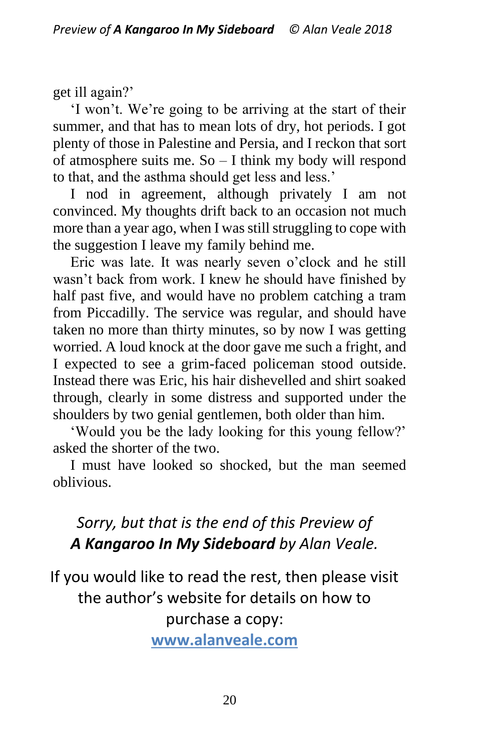get ill again?'

'I won't. We're going to be arriving at the start of their summer, and that has to mean lots of dry, hot periods. I got plenty of those in Palestine and Persia, and I reckon that sort of atmosphere suits me. So – I think my body will respond to that, and the asthma should get less and less.'

I nod in agreement, although privately I am not convinced. My thoughts drift back to an occasion not much more than a year ago, when I was still struggling to cope with the suggestion I leave my family behind me.

Eric was late. It was nearly seven o'clock and he still wasn't back from work. I knew he should have finished by half past five, and would have no problem catching a tram from Piccadilly. The service was regular, and should have taken no more than thirty minutes, so by now I was getting worried. A loud knock at the door gave me such a fright, and I expected to see a grim-faced policeman stood outside. Instead there was Eric, his hair dishevelled and shirt soaked through, clearly in some distress and supported under the shoulders by two genial gentlemen, both older than him.

'Would you be the lady looking for this young fellow?' asked the shorter of the two.

I must have looked so shocked, but the man seemed oblivious.

*Sorry, but that is the end of this Preview of*
***A Kangaroo In My Sideboard** by Alan Veale.*

If you would like to read the rest, then please visit the author's website for details on how to purchase a copy:

**www.alanveale.com**